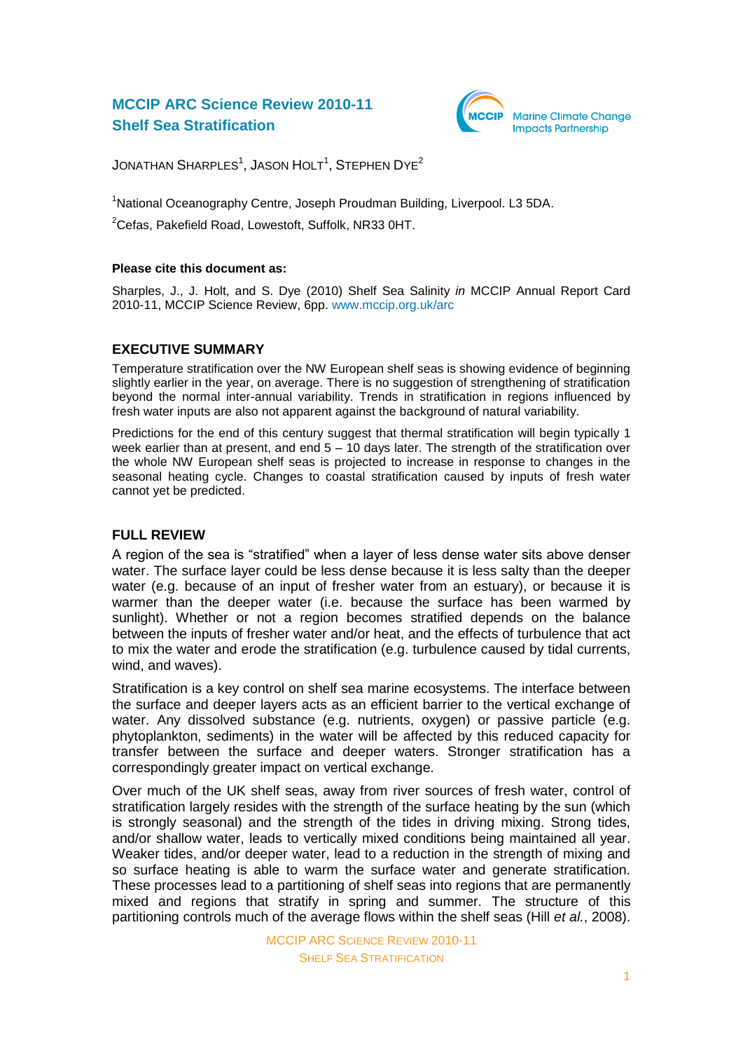# MCCIP ARC Science Review 2010-11
# Shelf Sea Stratification

MCCIP Marine Climate Change Impacts Partnership

JONATHAN SHARPLES[1], JASON HOLT[1], STEPHEN DYE[2]

[1]National Oceanography Centre, Joseph Proudman Building, Liverpool. L3 5DA.

[2]Cefas, Pakefield Road, Lowestoft, Suffolk, NR33 0HT.

**Please cite this document as:**

Sharples, J., J. Holt, and S. Dye (2010) Shelf Sea Salinity *in* MCCIP Annual Report Card 2010-11, MCCIP Science Review, 6pp. www.mccip.org.uk/arc

## EXECUTIVE SUMMARY

Temperature stratification over the NW European shelf seas is showing evidence of beginning slightly earlier in the year, on average. There is no suggestion of strengthening of stratification beyond the normal inter-annual variability. Trends in stratification in regions influenced by fresh water inputs are also not apparent against the background of natural variability.

Predictions for the end of this century suggest that thermal stratification will begin typically 1 week earlier than at present, and end 5 – 10 days later. The strength of the stratification over the whole NW European shelf seas is projected to increase in response to changes in the seasonal heating cycle. Changes to coastal stratification caused by inputs of fresh water cannot yet be predicted.

## FULL REVIEW

A region of the sea is "stratified" when a layer of less dense water sits above denser water. The surface layer could be less dense because it is less salty than the deeper water (e.g. because of an input of fresher water from an estuary), or because it is warmer than the deeper water (i.e. because the surface has been warmed by sunlight). Whether or not a region becomes stratified depends on the balance between the inputs of fresher water and/or heat, and the effects of turbulence that act to mix the water and erode the stratification (e.g. turbulence caused by tidal currents, wind, and waves).

Stratification is a key control on shelf sea marine ecosystems. The interface between the surface and deeper layers acts as an efficient barrier to the vertical exchange of water. Any dissolved substance (e.g. nutrients, oxygen) or passive particle (e.g. phytoplankton, sediments) in the water will be affected by this reduced capacity for transfer between the surface and deeper waters. Stronger stratification has a correspondingly greater impact on vertical exchange.

Over much of the UK shelf seas, away from river sources of fresh water, control of stratification largely resides with the strength of the surface heating by the sun (which is strongly seasonal) and the strength of the tides in driving mixing. Strong tides, and/or shallow water, leads to vertically mixed conditions being maintained all year. Weaker tides, and/or deeper water, lead to a reduction in the strength of mixing and so surface heating is able to warm the surface water and generate stratification. These processes lead to a partitioning of shelf seas into regions that are permanently mixed and regions that stratify in spring and summer. The structure of this partitioning controls much of the average flows within the shelf seas (Hill *et al.*, 2008).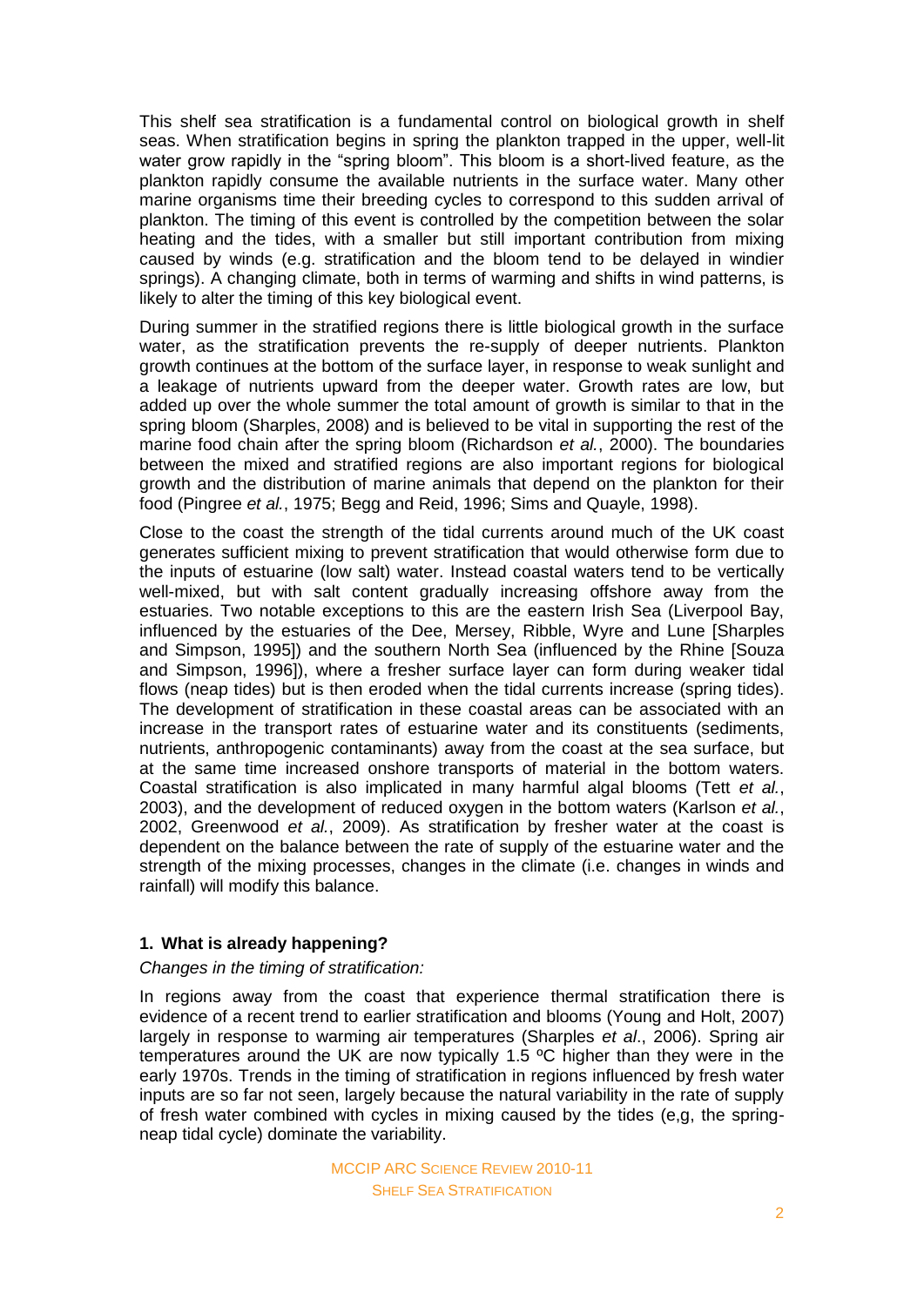This shelf sea stratification is a fundamental control on biological growth in shelf seas. When stratification begins in spring the plankton trapped in the upper, well-lit water grow rapidly in the "spring bloom". This bloom is a short-lived feature, as the plankton rapidly consume the available nutrients in the surface water. Many other marine organisms time their breeding cycles to correspond to this sudden arrival of plankton. The timing of this event is controlled by the competition between the solar heating and the tides, with a smaller but still important contribution from mixing caused by winds (e.g. stratification and the bloom tend to be delayed in windier springs). A changing climate, both in terms of warming and shifts in wind patterns, is likely to alter the timing of this key biological event.

During summer in the stratified regions there is little biological growth in the surface water, as the stratification prevents the re-supply of deeper nutrients. Plankton growth continues at the bottom of the surface layer, in response to weak sunlight and a leakage of nutrients upward from the deeper water. Growth rates are low, but added up over the whole summer the total amount of growth is similar to that in the spring bloom (Sharples, 2008) and is believed to be vital in supporting the rest of the marine food chain after the spring bloom (Richardson *et al.*, 2000). The boundaries between the mixed and stratified regions are also important regions for biological growth and the distribution of marine animals that depend on the plankton for their food (Pingree *et al.*, 1975; Begg and Reid, 1996; Sims and Quayle, 1998).

Close to the coast the strength of the tidal currents around much of the UK coast generates sufficient mixing to prevent stratification that would otherwise form due to the inputs of estuarine (low salt) water. Instead coastal waters tend to be vertically well-mixed, but with salt content gradually increasing offshore away from the estuaries. Two notable exceptions to this are the eastern Irish Sea (Liverpool Bay, influenced by the estuaries of the Dee, Mersey, Ribble, Wyre and Lune [Sharples and Simpson, 1995]) and the southern North Sea (influenced by the Rhine [Souza and Simpson, 1996]), where a fresher surface layer can form during weaker tidal flows (neap tides) but is then eroded when the tidal currents increase (spring tides). The development of stratification in these coastal areas can be associated with an increase in the transport rates of estuarine water and its constituents (sediments, nutrients, anthropogenic contaminants) away from the coast at the sea surface, but at the same time increased onshore transports of material in the bottom waters. Coastal stratification is also implicated in many harmful algal blooms (Tett *et al.*, 2003), and the development of reduced oxygen in the bottom waters (Karlson *et al.*, 2002, Greenwood *et al.*, 2009). As stratification by fresher water at the coast is dependent on the balance between the rate of supply of the estuarine water and the strength of the mixing processes, changes in the climate (i.e. changes in winds and rainfall) will modify this balance.

## 1. What is already happening?

*Changes in the timing of stratification:*

In regions away from the coast that experience thermal stratification there is evidence of a recent trend to earlier stratification and blooms (Young and Holt, 2007) largely in response to warming air temperatures (Sharples *et al*., 2006). Spring air temperatures around the UK are now typically 1.5 ºC higher than they were in the early 1970s. Trends in the timing of stratification in regions influenced by fresh water inputs are so far not seen, largely because the natural variability in the rate of supply of fresh water combined with cycles in mixing caused by the tides (e,g, the spring-neap tidal cycle) dominate the variability.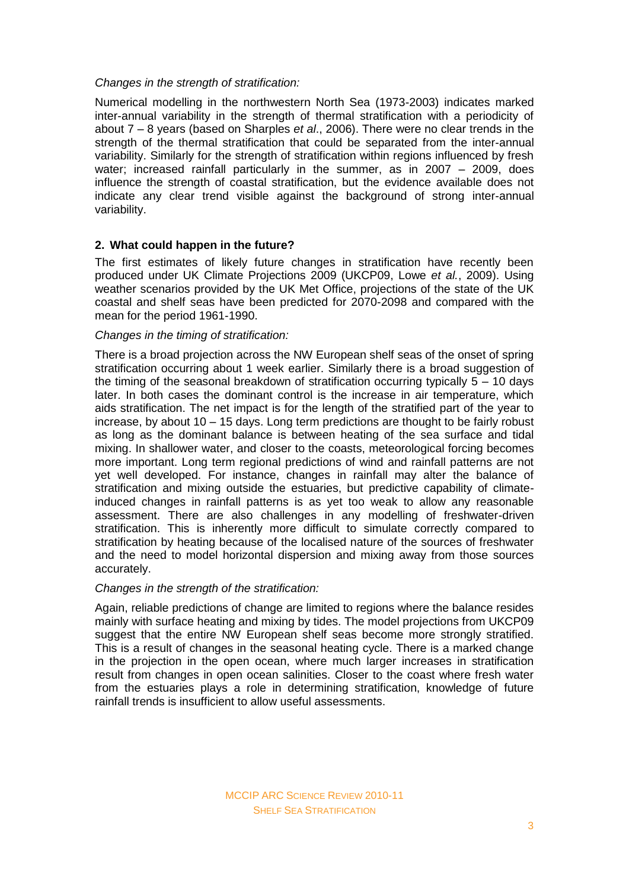*Changes in the strength of stratification:*

Numerical modelling in the northwestern North Sea (1973-2003) indicates marked inter-annual variability in the strength of thermal stratification with a periodicity of about 7 – 8 years (based on Sharples *et al*., 2006). There were no clear trends in the strength of the thermal stratification that could be separated from the inter-annual variability. Similarly for the strength of stratification within regions influenced by fresh water; increased rainfall particularly in the summer, as in 2007 – 2009, does influence the strength of coastal stratification, but the evidence available does not indicate any clear trend visible against the background of strong inter-annual variability.

## 2. What could happen in the future?

The first estimates of likely future changes in stratification have recently been produced under UK Climate Projections 2009 (UKCP09, Lowe *et al.*, 2009). Using weather scenarios provided by the UK Met Office, projections of the state of the UK coastal and shelf seas have been predicted for 2070-2098 and compared with the mean for the period 1961-1990.

*Changes in the timing of stratification:*

There is a broad projection across the NW European shelf seas of the onset of spring stratification occurring about 1 week earlier. Similarly there is a broad suggestion of the timing of the seasonal breakdown of stratification occurring typically 5 – 10 days later. In both cases the dominant control is the increase in air temperature, which aids stratification. The net impact is for the length of the stratified part of the year to increase, by about 10 – 15 days. Long term predictions are thought to be fairly robust as long as the dominant balance is between heating of the sea surface and tidal mixing. In shallower water, and closer to the coasts, meteorological forcing becomes more important. Long term regional predictions of wind and rainfall patterns are not yet well developed. For instance, changes in rainfall may alter the balance of stratification and mixing outside the estuaries, but predictive capability of climate-induced changes in rainfall patterns is as yet too weak to allow any reasonable assessment. There are also challenges in any modelling of freshwater-driven stratification. This is inherently more difficult to simulate correctly compared to stratification by heating because of the localised nature of the sources of freshwater and the need to model horizontal dispersion and mixing away from those sources accurately.

*Changes in the strength of the stratification:*

Again, reliable predictions of change are limited to regions where the balance resides mainly with surface heating and mixing by tides. The model projections from UKCP09 suggest that the entire NW European shelf seas become more strongly stratified. This is a result of changes in the seasonal heating cycle. There is a marked change in the projection in the open ocean, where much larger increases in stratification result from changes in open ocean salinities. Closer to the coast where fresh water from the estuaries plays a role in determining stratification, knowledge of future rainfall trends is insufficient to allow useful assessments.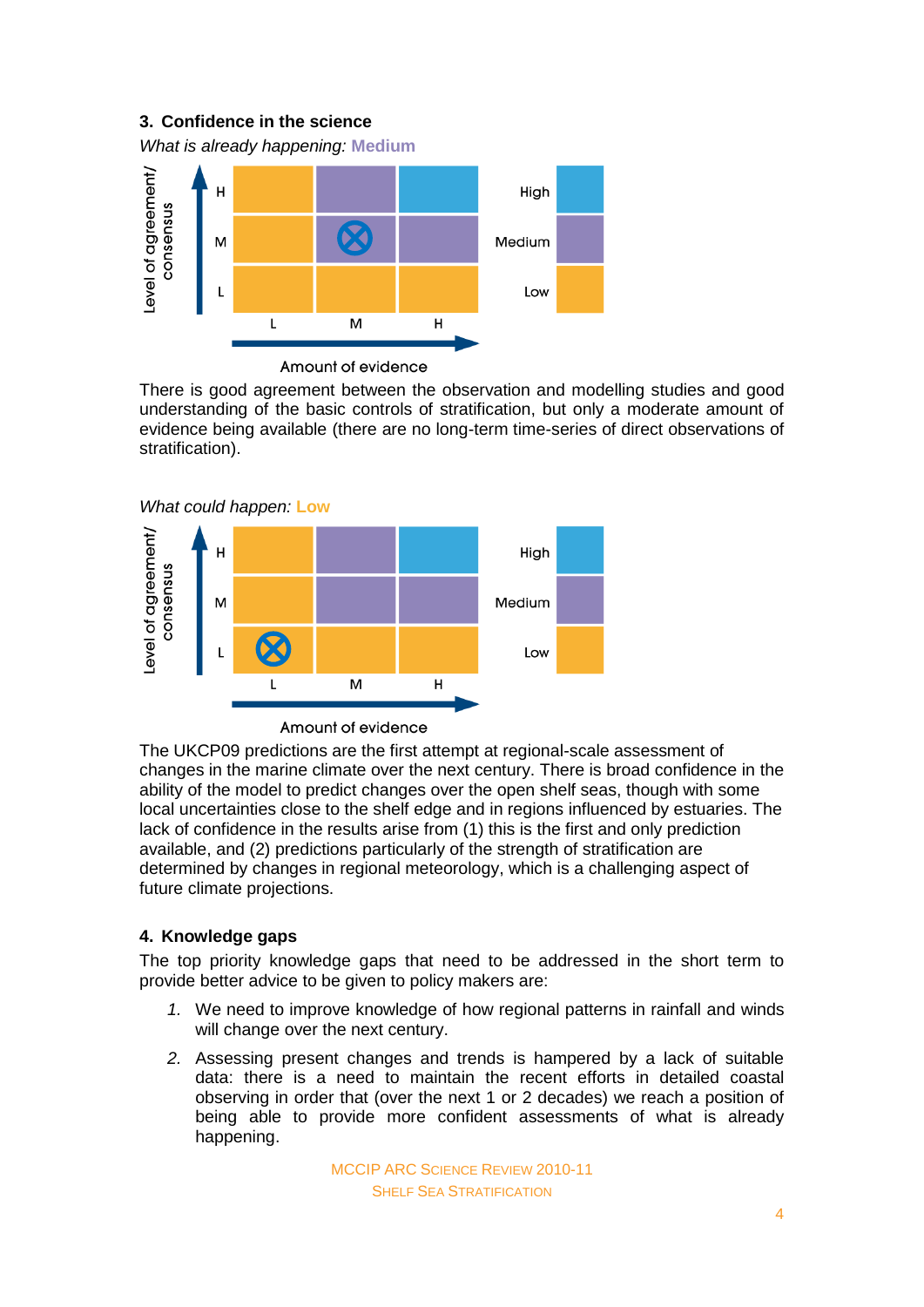## 3. Confidence in the science

*What is already happening:* **Medium**

|   | L | M | H |
|---|---|---|---|
| **H** | Low | Medium | High |
| **M** | Low | Medium ⊗ | Medium |
| **L** | Low | Low | Low |

Level of agreement/consensus (rows) vs Amount of evidence (columns)

There is good agreement between the observation and modelling studies and good understanding of the basic controls of stratification, but only a moderate amount of evidence being available (there are no long-term time-series of direct observations of stratification).

*What could happen:* **Low**

|   | L | M | H |
|---|---|---|---|
| **H** | Low | Medium | High |
| **M** | Low | Medium | Medium |
| **L** | Low ⊗ | Low | Low |

Level of agreement/consensus (rows) vs Amount of evidence (columns)

The UKCP09 predictions are the first attempt at regional-scale assessment of changes in the marine climate over the next century. There is broad confidence in the ability of the model to predict changes over the open shelf seas, though with some local uncertainties close to the shelf edge and in regions influenced by estuaries. The lack of confidence in the results arise from (1) this is the first and only prediction available, and (2) predictions particularly of the strength of stratification are determined by changes in regional meteorology, which is a challenging aspect of future climate projections.

## 4. Knowledge gaps

The top priority knowledge gaps that need to be addressed in the short term to provide better advice to be given to policy makers are:

1. We need to improve knowledge of how regional patterns in rainfall and winds will change over the next century.
2. Assessing present changes and trends is hampered by a lack of suitable data: there is a need to maintain the recent efforts in detailed coastal observing in order that (over the next 1 or 2 decades) we reach a position of being able to provide more confident assessments of what is already happening.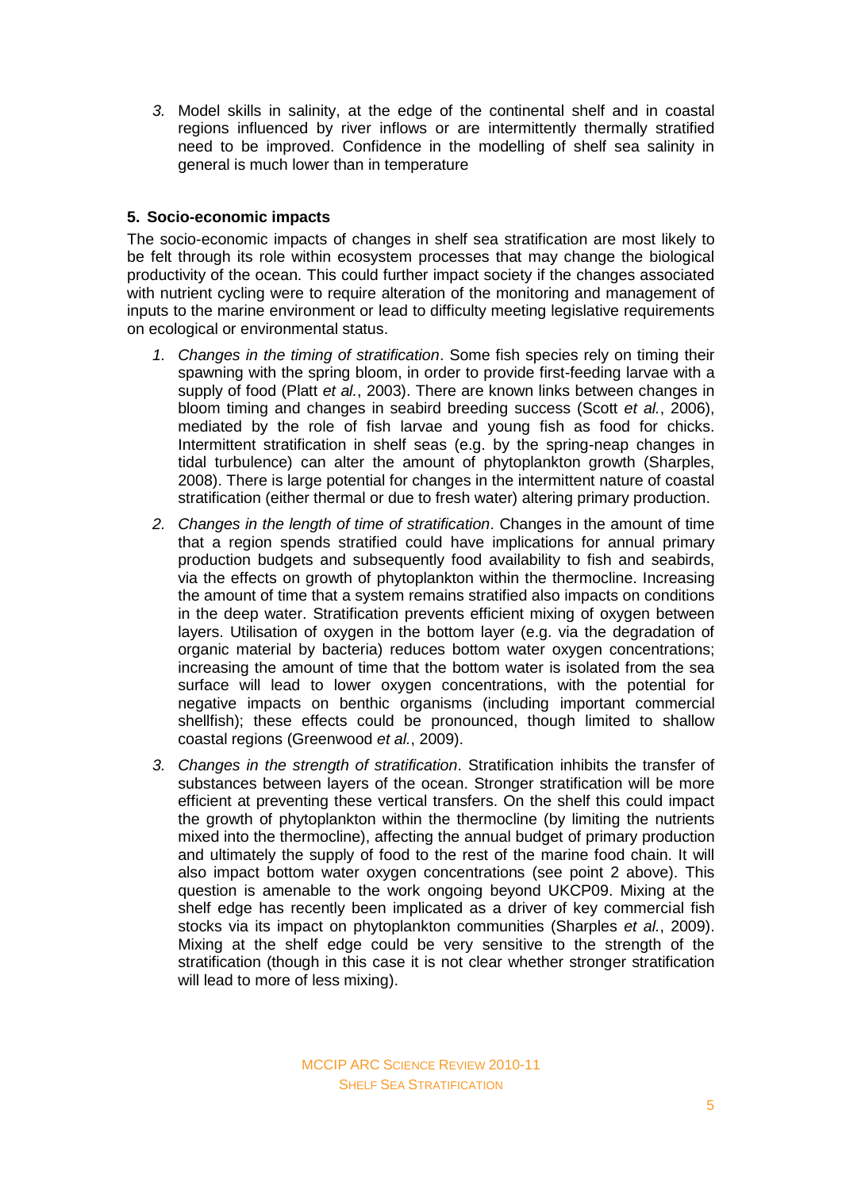3. Model skills in salinity, at the edge of the continental shelf and in coastal regions influenced by river inflows or are intermittently thermally stratified need to be improved. Confidence in the modelling of shelf sea salinity in general is much lower than in temperature

## 5. Socio-economic impacts

The socio-economic impacts of changes in shelf sea stratification are most likely to be felt through its role within ecosystem processes that may change the biological productivity of the ocean. This could further impact society if the changes associated with nutrient cycling were to require alteration of the monitoring and management of inputs to the marine environment or lead to difficulty meeting legislative requirements on ecological or environmental status.

1. *Changes in the timing of stratification*. Some fish species rely on timing their spawning with the spring bloom, in order to provide first-feeding larvae with a supply of food (Platt *et al.*, 2003). There are known links between changes in bloom timing and changes in seabird breeding success (Scott *et al.*, 2006), mediated by the role of fish larvae and young fish as food for chicks. Intermittent stratification in shelf seas (e.g. by the spring-neap changes in tidal turbulence) can alter the amount of phytoplankton growth (Sharples, 2008). There is large potential for changes in the intermittent nature of coastal stratification (either thermal or due to fresh water) altering primary production.
2. *Changes in the length of time of stratification*. Changes in the amount of time that a region spends stratified could have implications for annual primary production budgets and subsequently food availability to fish and seabirds, via the effects on growth of phytoplankton within the thermocline. Increasing the amount of time that a system remains stratified also impacts on conditions in the deep water. Stratification prevents efficient mixing of oxygen between layers. Utilisation of oxygen in the bottom layer (e.g. via the degradation of organic material by bacteria) reduces bottom water oxygen concentrations; increasing the amount of time that the bottom water is isolated from the sea surface will lead to lower oxygen concentrations, with the potential for negative impacts on benthic organisms (including important commercial shellfish); these effects could be pronounced, though limited to shallow coastal regions (Greenwood *et al.*, 2009).
3. *Changes in the strength of stratification*. Stratification inhibits the transfer of substances between layers of the ocean. Stronger stratification will be more efficient at preventing these vertical transfers. On the shelf this could impact the growth of phytoplankton within the thermocline (by limiting the nutrients mixed into the thermocline), affecting the annual budget of primary production and ultimately the supply of food to the rest of the marine food chain. It will also impact bottom water oxygen concentrations (see point 2 above). This question is amenable to the work ongoing beyond UKCP09. Mixing at the shelf edge has recently been implicated as a driver of key commercial fish stocks via its impact on phytoplankton communities (Sharples *et al.*, 2009). Mixing at the shelf edge could be very sensitive to the strength of the stratification (though in this case it is not clear whether stronger stratification will lead to more of less mixing).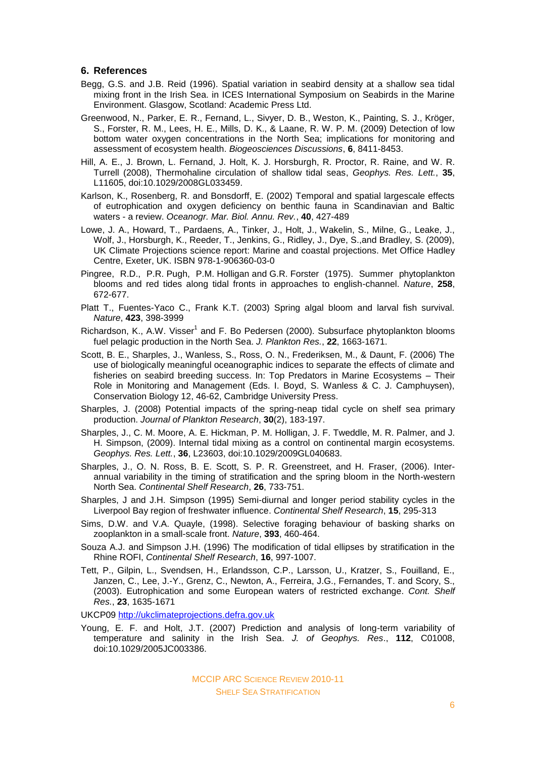## 6. References

Begg, G.S. and J.B. Reid (1996). Spatial variation in seabird density at a shallow sea tidal mixing front in the Irish Sea. in ICES International Symposium on Seabirds in the Marine Environment. Glasgow, Scotland: Academic Press Ltd.

Greenwood, N., Parker, E. R., Fernand, L., Sivyer, D. B., Weston, K., Painting, S. J., Kröger, S., Forster, R. M., Lees, H. E., Mills, D. K., & Laane, R. W. P. M. (2009) Detection of low bottom water oxygen concentrations in the North Sea; implications for monitoring and assessment of ecosystem health. *Biogeosciences Discussions*, **6**, 8411-8453.

Hill, A. E., J. Brown, L. Fernand, J. Holt, K. J. Horsburgh, R. Proctor, R. Raine, and W. R. Turrell (2008), Thermohaline circulation of shallow tidal seas, *Geophys. Res. Lett.*, **35**, L11605, doi:10.1029/2008GL033459.

Karlson, K., Rosenberg, R. and Bonsdorff, E. (2002) Temporal and spatial largescale effects of eutrophication and oxygen deficiency on benthic fauna in Scandinavian and Baltic waters - a review. *Oceanogr. Mar. Biol. Annu. Rev.*, **40**, 427-489

Lowe, J. A., Howard, T., Pardaens, A., Tinker, J., Holt, J., Wakelin, S., Milne, G., Leake, J., Wolf, J., Horsburgh, K., Reeder, T., Jenkins, G., Ridley, J., Dye, S.,and Bradley, S. (2009), UK Climate Projections science report: Marine and coastal projections. Met Office Hadley Centre, Exeter, UK. ISBN 978-1-906360-03-0

Pingree, R.D., P.R. Pugh, P.M. Holligan and G.R. Forster (1975). Summer phytoplankton blooms and red tides along tidal fronts in approaches to english-channel. *Nature*, **258**, 672-677.

Platt T., Fuentes-Yaco C., Frank K.T. (2003) Spring algal bloom and larval fish survival. *Nature*, **423**, 398-3999

Richardson, K., A.W. Visser[1] and F. Bo Pedersen (2000). Subsurface phytoplankton blooms fuel pelagic production in the North Sea. *J. Plankton Res.*, **22**, 1663-1671.

Scott, B. E., Sharples, J., Wanless, S., Ross, O. N., Frederiksen, M., & Daunt, F. (2006) The use of biologically meaningful oceanographic indices to separate the effects of climate and fisheries on seabird breeding success. In: Top Predators in Marine Ecosystems – Their Role in Monitoring and Management (Eds. I. Boyd, S. Wanless & C. J. Camphuysen), Conservation Biology 12, 46-62, Cambridge University Press.

Sharples, J. (2008) Potential impacts of the spring-neap tidal cycle on shelf sea primary production. *Journal of Plankton Research*, **30**(2), 183-197.

Sharples, J., C. M. Moore, A. E. Hickman, P. M. Holligan, J. F. Tweddle, M. R. Palmer, and J. H. Simpson, (2009). Internal tidal mixing as a control on continental margin ecosystems. *Geophys. Res. Lett.*, **36**, L23603, doi:10.1029/2009GL040683.

Sharples, J., O. N. Ross, B. E. Scott, S. P. R. Greenstreet, and H. Fraser, (2006). Inter-annual variability in the timing of stratification and the spring bloom in the North-western North Sea. *Continental Shelf Research*, **26**, 733-751.

Sharples, J and J.H. Simpson (1995) Semi-diurnal and longer period stability cycles in the Liverpool Bay region of freshwater influence. *Continental Shelf Research*, **15**, 295-313

Sims, D.W. and V.A. Quayle, (1998). Selective foraging behaviour of basking sharks on zooplankton in a small-scale front. *Nature*, **393**, 460-464.

Souza A.J. and Simpson J.H. (1996) The modification of tidal ellipses by stratification in the Rhine ROFI, *Continental Shelf Research*, **16**, 997-1007.

Tett, P., Gilpin, L., Svendsen, H., Erlandsson, C.P., Larsson, U., Kratzer, S., Fouilland, E., Janzen, C., Lee, J.-Y., Grenz, C., Newton, A., Ferreira, J.G., Fernandes, T. and Scory, S., (2003). Eutrophication and some European waters of restricted exchange. *Cont. Shelf Res.*, **23**, 1635-1671

UKCP09 http://ukclimateprojections.defra.gov.uk

Young, E. F. and Holt, J.T. (2007) Prediction and analysis of long-term variability of temperature and salinity in the Irish Sea. *J. of Geophys. Res.*, **112**, C01008, doi:10.1029/2005JC003386.